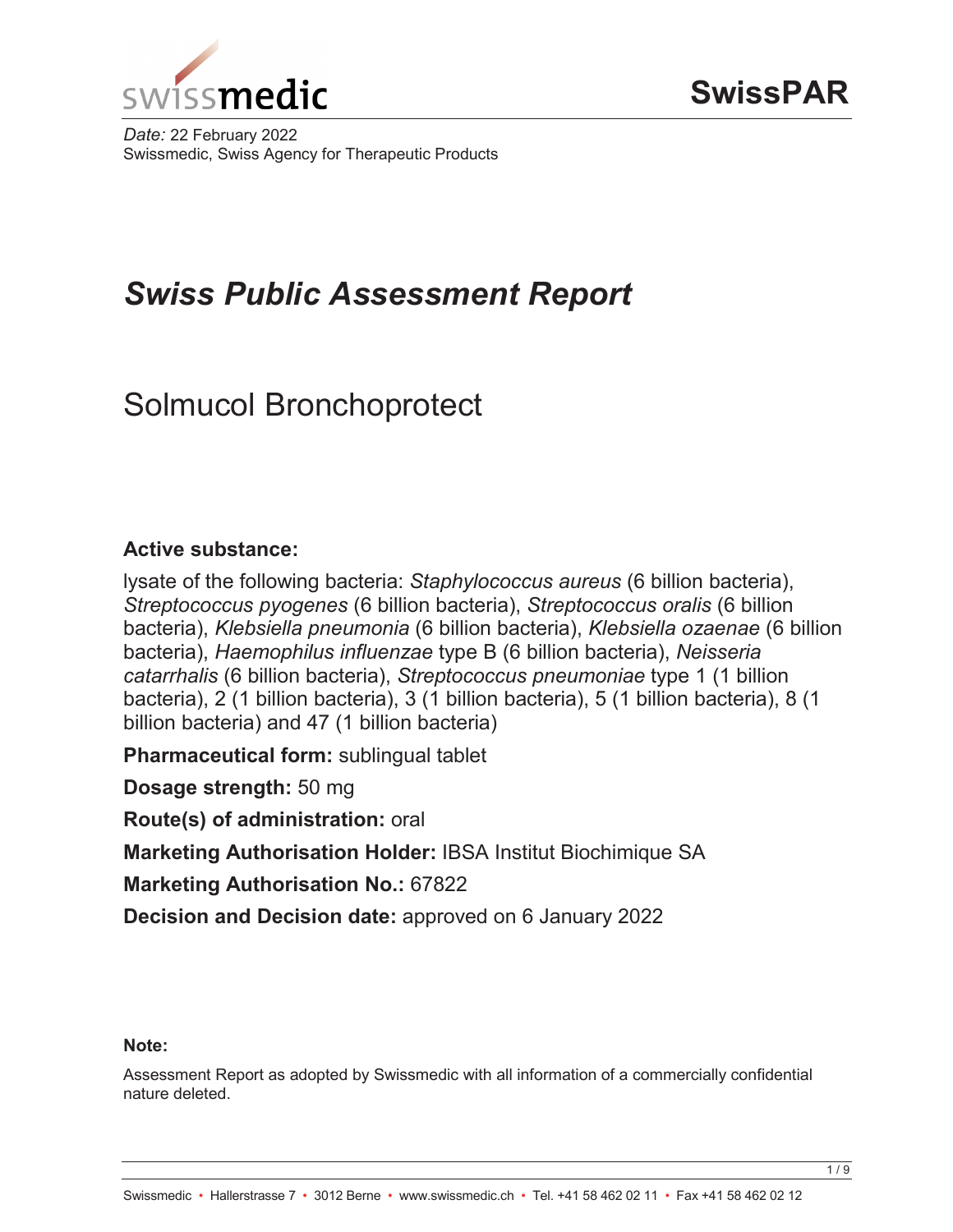swissmedic

# SwissPAR

*Date:* 22 February 2022
Swissmedic, Swiss Agency for Therapeutic Products

# *Swiss Public Assessment Report*

## Solmucol Bronchoprotect

**Active substance:**

lysate of the following bacteria: *Staphylococcus aureus* (6 billion bacteria), *Streptococcus pyogenes* (6 billion bacteria), *Streptococcus oralis* (6 billion bacteria), *Klebsiella pneumonia* (6 billion bacteria), *Klebsiella ozaenae* (6 billion bacteria), *Haemophilus influenzae* type B (6 billion bacteria), *Neisseria catarrhalis* (6 billion bacteria), *Streptococcus pneumoniae* type 1 (1 billion bacteria), 2 (1 billion bacteria), 3 (1 billion bacteria), 5 (1 billion bacteria), 8 (1 billion bacteria) and 47 (1 billion bacteria)

**Pharmaceutical form:** sublingual tablet

**Dosage strength:** 50 mg

**Route(s) of administration:** oral

**Marketing Authorisation Holder:** IBSA Institut Biochimique SA

**Marketing Authorisation No.:** 67822

**Decision and Decision date:** approved on 6 January 2022

**Note:**

Assessment Report as adopted by Swissmedic with all information of a commercially confidential nature deleted.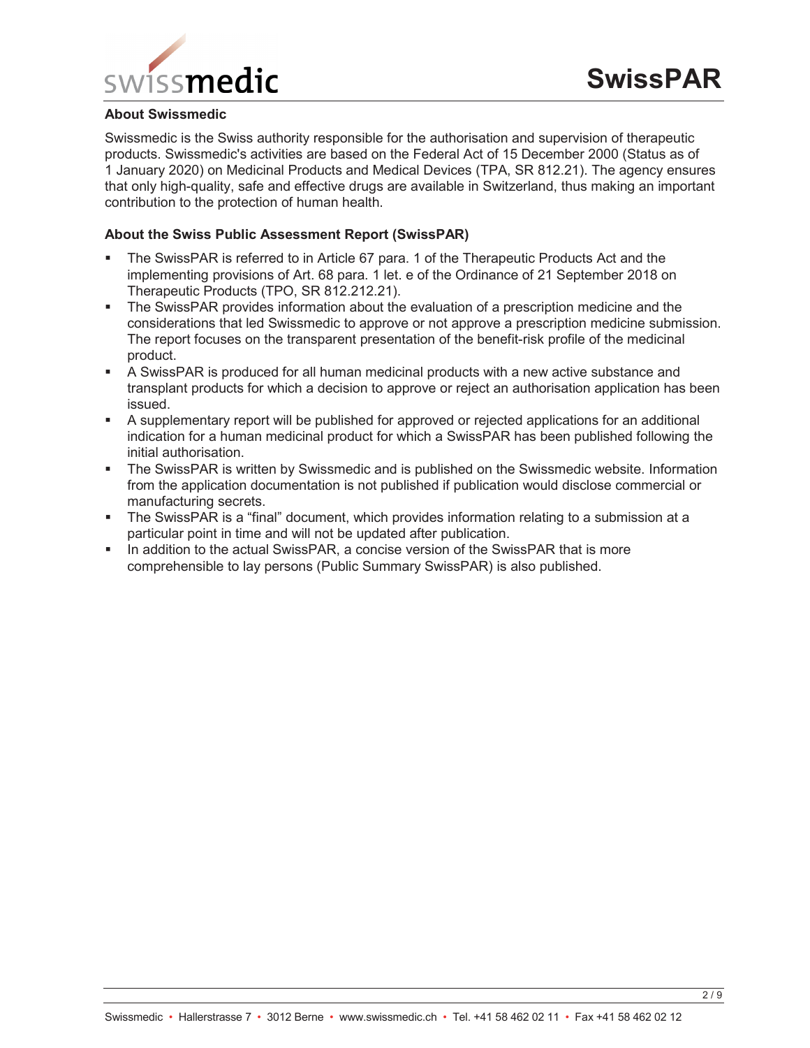## About Swissmedic

Swissmedic is the Swiss authority responsible for the authorisation and supervision of therapeutic products. Swissmedic's activities are based on the Federal Act of 15 December 2000 (Status as of 1 January 2020) on Medicinal Products and Medical Devices (TPA, SR 812.21). The agency ensures that only high-quality, safe and effective drugs are available in Switzerland, thus making an important contribution to the protection of human health.

## About the Swiss Public Assessment Report (SwissPAR)

- The SwissPAR is referred to in Article 67 para. 1 of the Therapeutic Products Act and the implementing provisions of Art. 68 para. 1 let. e of the Ordinance of 21 September 2018 on Therapeutic Products (TPO, SR 812.212.21).
- The SwissPAR provides information about the evaluation of a prescription medicine and the considerations that led Swissmedic to approve or not approve a prescription medicine submission. The report focuses on the transparent presentation of the benefit-risk profile of the medicinal product.
- A SwissPAR is produced for all human medicinal products with a new active substance and transplant products for which a decision to approve or reject an authorisation application has been issued.
- A supplementary report will be published for approved or rejected applications for an additional indication for a human medicinal product for which a SwissPAR has been published following the initial authorisation.
- The SwissPAR is written by Swissmedic and is published on the Swissmedic website. Information from the application documentation is not published if publication would disclose commercial or manufacturing secrets.
- The SwissPAR is a "final" document, which provides information relating to a submission at a particular point in time and will not be updated after publication.
- In addition to the actual SwissPAR, a concise version of the SwissPAR that is more comprehensible to lay persons (Public Summary SwissPAR) is also published.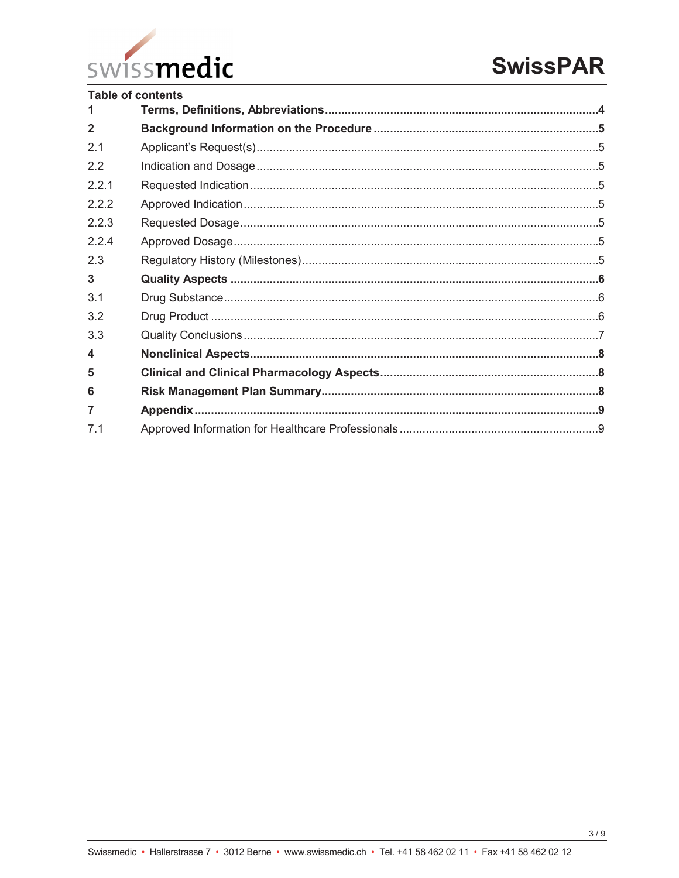**Table of contents**

| | | |
|---|---|---|
| **1** | **Terms, Definitions, Abbreviations** | **4** |
| **2** | **Background Information on the Procedure** | **5** |
| 2.1 | Applicant's Request(s) | 5 |
| 2.2 | Indication and Dosage | 5 |
| 2.2.1 | Requested Indication | 5 |
| 2.2.2 | Approved Indication | 5 |
| 2.2.3 | Requested Dosage | 5 |
| 2.2.4 | Approved Dosage | 5 |
| 2.3 | Regulatory History (Milestones) | 5 |
| **3** | **Quality Aspects** | **6** |
| 3.1 | Drug Substance | 6 |
| 3.2 | Drug Product | 6 |
| 3.3 | Quality Conclusions | 7 |
| **4** | **Nonclinical Aspects** | **8** |
| **5** | **Clinical and Clinical Pharmacology Aspects** | **8** |
| **6** | **Risk Management Plan Summary** | **8** |
| **7** | **Appendix** | **9** |
| 7.1 | Approved Information for Healthcare Professionals | 9 |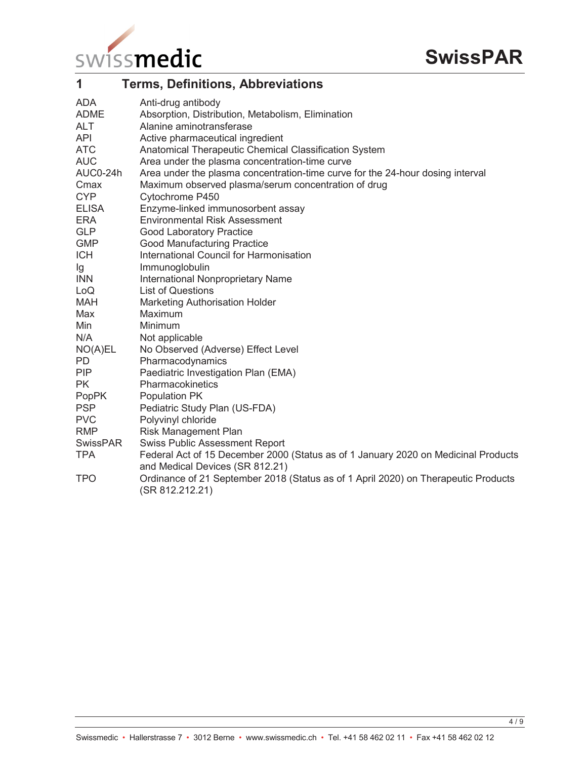# 1 Terms, Definitions, Abbreviations

| | |
|---|---|
| ADA | Anti-drug antibody |
| ADME | Absorption, Distribution, Metabolism, Elimination |
| ALT | Alanine aminotransferase |
| API | Active pharmaceutical ingredient |
| ATC | Anatomical Therapeutic Chemical Classification System |
| AUC | Area under the plasma concentration-time curve |
| AUC0-24h | Area under the plasma concentration-time curve for the 24-hour dosing interval |
| Cmax | Maximum observed plasma/serum concentration of drug |
| CYP | Cytochrome P450 |
| ELISA | Enzyme-linked immunosorbent assay |
| ERA | Environmental Risk Assessment |
| GLP | Good Laboratory Practice |
| GMP | Good Manufacturing Practice |
| ICH | International Council for Harmonisation |
| Ig | Immunoglobulin |
| INN | International Nonproprietary Name |
| LoQ | List of Questions |
| MAH | Marketing Authorisation Holder |
| Max | Maximum |
| Min | Minimum |
| N/A | Not applicable |
| NO(A)EL | No Observed (Adverse) Effect Level |
| PD | Pharmacodynamics |
| PIP | Paediatric Investigation Plan (EMA) |
| PK | Pharmacokinetics |
| PopPK | Population PK |
| PSP | Pediatric Study Plan (US-FDA) |
| PVC | Polyvinyl chloride |
| RMP | Risk Management Plan |
| SwissPAR | Swiss Public Assessment Report |
| TPA | Federal Act of 15 December 2000 (Status as of 1 January 2020 on Medicinal Products and Medical Devices (SR 812.21) |
| TPO | Ordinance of 21 September 2018 (Status as of 1 April 2020) on Therapeutic Products (SR 812.212.21) |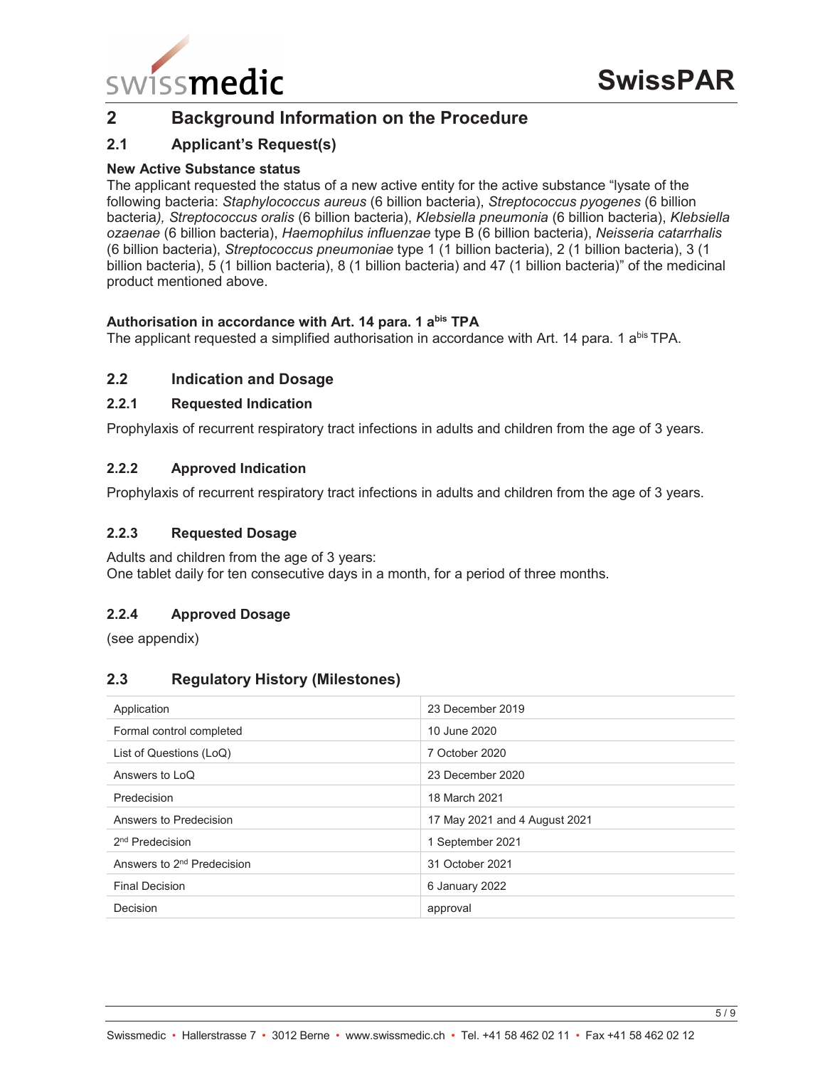## 2 Background Information on the Procedure

### 2.1 Applicant's Request(s)

**New Active Substance status**

The applicant requested the status of a new active entity for the active substance "lysate of the following bacteria: *Staphylococcus aureus* (6 billion bacteria), *Streptococcus pyogenes* (6 billion bacteria), *Streptococcus oralis* (6 billion bacteria), *Klebsiella pneumonia* (6 billion bacteria), *Klebsiella ozaenae* (6 billion bacteria), *Haemophilus influenzae* type B (6 billion bacteria), *Neisseria catarrhalis* (6 billion bacteria), *Streptococcus pneumoniae* type 1 (1 billion bacteria), 2 (1 billion bacteria), 3 (1 billion bacteria), 5 (1 billion bacteria), 8 (1 billion bacteria) and 47 (1 billion bacteria)" of the medicinal product mentioned above.

**Authorisation in accordance with Art. 14 para. 1 a$^{bis}$ TPA**

The applicant requested a simplified authorisation in accordance with Art. 14 para. 1 a$^{bis}$ TPA.

### 2.2 Indication and Dosage

#### 2.2.1 Requested Indication

Prophylaxis of recurrent respiratory tract infections in adults and children from the age of 3 years.

#### 2.2.2 Approved Indication

Prophylaxis of recurrent respiratory tract infections in adults and children from the age of 3 years.

#### 2.2.3 Requested Dosage

Adults and children from the age of 3 years:
One tablet daily for ten consecutive days in a month, for a period of three months.

#### 2.2.4 Approved Dosage

(see appendix)

### 2.3 Regulatory History (Milestones)

| | |
|---|---|
| Application | 23 December 2019 |
| Formal control completed | 10 June 2020 |
| List of Questions (LoQ) | 7 October 2020 |
| Answers to LoQ | 23 December 2020 |
| Predecision | 18 March 2021 |
| Answers to Predecision | 17 May 2021 and 4 August 2021 |
| 2nd Predecision | 1 September 2021 |
| Answers to 2nd Predecision | 31 October 2021 |
| Final Decision | 6 January 2022 |
| Decision | approval |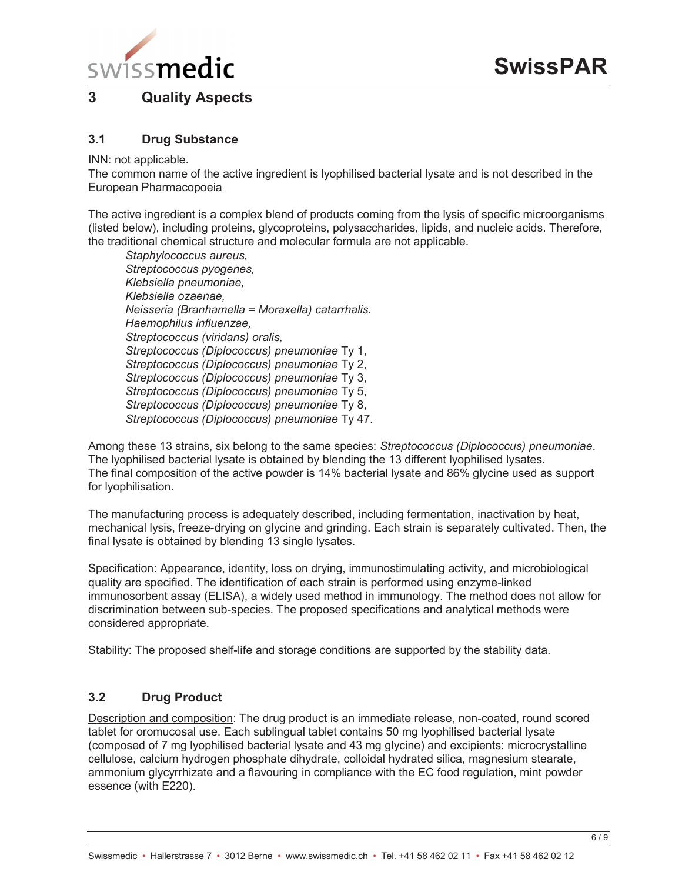# 3 Quality Aspects

## 3.1 Drug Substance

INN: not applicable.
The common name of the active ingredient is lyophilised bacterial lysate and is not described in the European Pharmacopoeia

The active ingredient is a complex blend of products coming from the lysis of specific microorganisms (listed below), including proteins, glycoproteins, polysaccharides, lipids, and nucleic acids. Therefore, the traditional chemical structure and molecular formula are not applicable.

*Staphylococcus aureus,*
*Streptococcus pyogenes,*
*Klebsiella pneumoniae,*
*Klebsiella ozaenae,*
*Neisseria (Branhamella = Moraxella) catarrhalis.*
*Haemophilus influenzae,*
*Streptococcus (viridans) oralis,*
*Streptococcus (Diplococcus) pneumoniae* Ty 1,
*Streptococcus (Diplococcus) pneumoniae* Ty 2,
*Streptococcus (Diplococcus) pneumoniae* Ty 3,
*Streptococcus (Diplococcus) pneumoniae* Ty 5,
*Streptococcus (Diplococcus) pneumoniae* Ty 8,
*Streptococcus (Diplococcus) pneumoniae* Ty 47.

Among these 13 strains, six belong to the same species: *Streptococcus (Diplococcus) pneumoniae*.
The lyophilised bacterial lysate is obtained by blending the 13 different lyophilised lysates.
The final composition of the active powder is 14% bacterial lysate and 86% glycine used as support for lyophilisation.

The manufacturing process is adequately described, including fermentation, inactivation by heat, mechanical lysis, freeze-drying on glycine and grinding. Each strain is separately cultivated. Then, the final lysate is obtained by blending 13 single lysates.

Specification: Appearance, identity, loss on drying, immunostimulating activity, and microbiological quality are specified. The identification of each strain is performed using enzyme-linked immunosorbent assay (ELISA), a widely used method in immunology. The method does not allow for discrimination between sub-species. The proposed specifications and analytical methods were considered appropriate.

Stability: The proposed shelf-life and storage conditions are supported by the stability data.

## 3.2 Drug Product

Description and composition: The drug product is an immediate release, non-coated, round scored tablet for oromucosal use. Each sublingual tablet contains 50 mg lyophilised bacterial lysate (composed of 7 mg lyophilised bacterial lysate and 43 mg glycine) and excipients: microcrystalline cellulose, calcium hydrogen phosphate dihydrate, colloidal hydrated silica, magnesium stearate, ammonium glycyrrhizate and a flavouring in compliance with the EC food regulation, mint powder essence (with E220).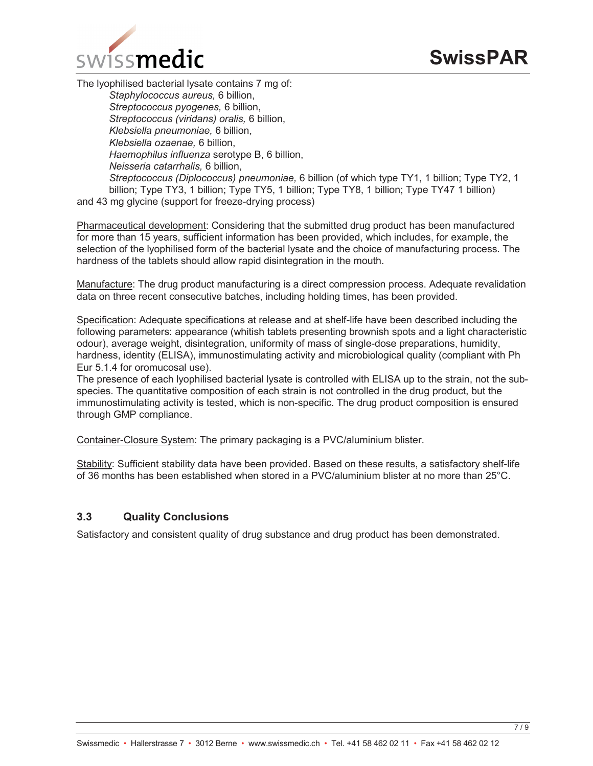The lyophilised bacterial lysate contains 7 mg of:

*Staphylococcus aureus,* 6 billion,
*Streptococcus pyogenes,* 6 billion,
*Streptococcus (viridans) oralis,* 6 billion,
*Klebsiella pneumoniae,* 6 billion,
*Klebsiella ozaenae,* 6 billion,
*Haemophilus influenza* serotype B, 6 billion,
*Neisseria catarrhalis,* 6 billion,
*Streptococcus (Diplococcus) pneumoniae,* 6 billion (of which type TY1, 1 billion; Type TY2, 1 billion; Type TY3, 1 billion; Type TY5, 1 billion; Type TY8, 1 billion; Type TY47 1 billion)

and 43 mg glycine (support for freeze-drying process)

Pharmaceutical development: Considering that the submitted drug product has been manufactured for more than 15 years, sufficient information has been provided, which includes, for example, the selection of the lyophilised form of the bacterial lysate and the choice of manufacturing process. The hardness of the tablets should allow rapid disintegration in the mouth.

Manufacture: The drug product manufacturing is a direct compression process. Adequate revalidation data on three recent consecutive batches, including holding times, has been provided.

Specification: Adequate specifications at release and at shelf-life have been described including the following parameters: appearance (whitish tablets presenting brownish spots and a light characteristic odour), average weight, disintegration, uniformity of mass of single-dose preparations, humidity, hardness, identity (ELISA), immunostimulating activity and microbiological quality (compliant with Ph Eur 5.1.4 for oromucosal use).
The presence of each lyophilised bacterial lysate is controlled with ELISA up to the strain, not the sub-species. The quantitative composition of each strain is not controlled in the drug product, but the immunostimulating activity is tested, which is non-specific. The drug product composition is ensured through GMP compliance.

Container-Closure System: The primary packaging is a PVC/aluminium blister.

Stability: Sufficient stability data have been provided. Based on these results, a satisfactory shelf-life of 36 months has been established when stored in a PVC/aluminium blister at no more than 25°C.

### 3.3 Quality Conclusions

Satisfactory and consistent quality of drug substance and drug product has been demonstrated.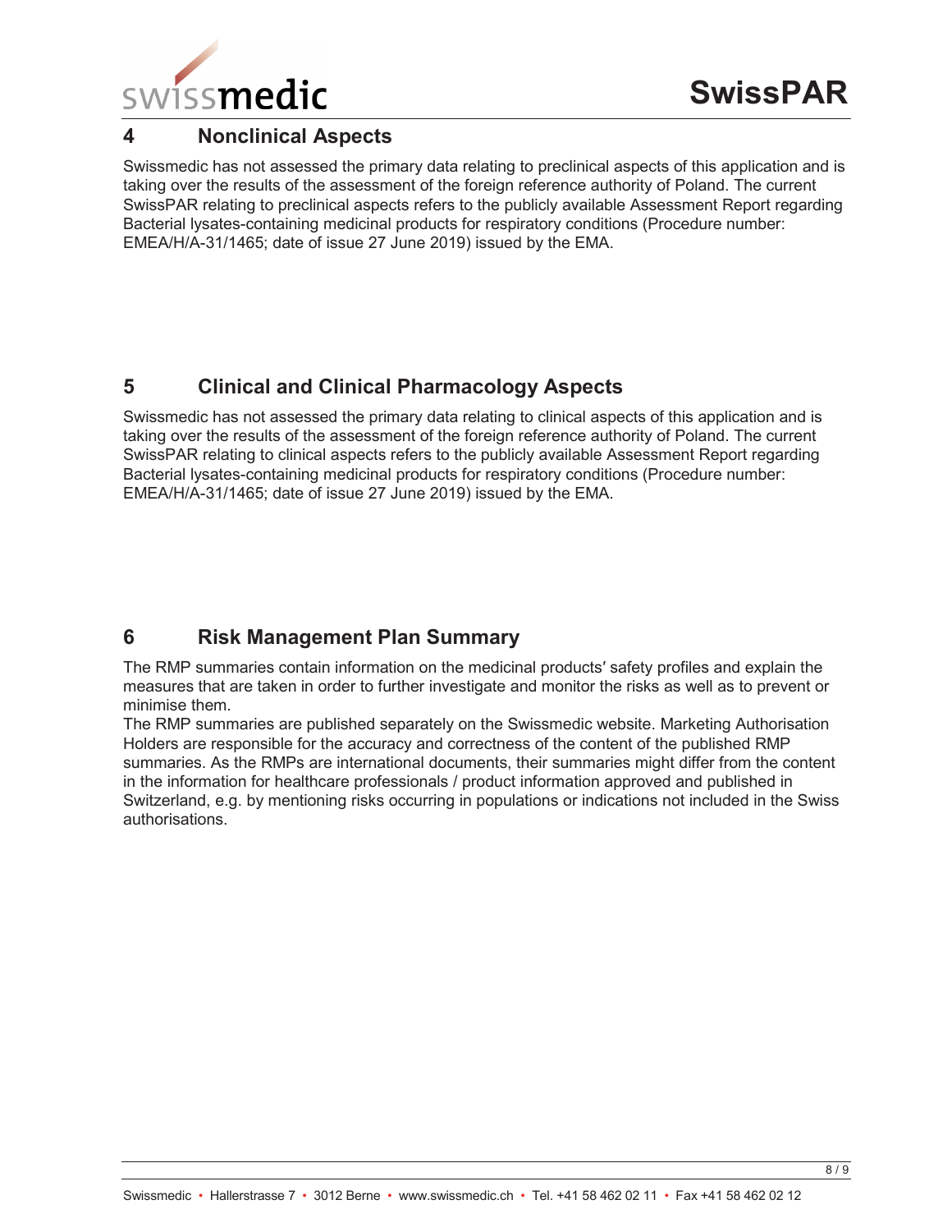## 4 Nonclinical Aspects

Swissmedic has not assessed the primary data relating to preclinical aspects of this application and is taking over the results of the assessment of the foreign reference authority of Poland. The current SwissPAR relating to preclinical aspects refers to the publicly available Assessment Report regarding Bacterial lysates-containing medicinal products for respiratory conditions (Procedure number: EMEA/H/A-31/1465; date of issue 27 June 2019) issued by the EMA.

## 5 Clinical and Clinical Pharmacology Aspects

Swissmedic has not assessed the primary data relating to clinical aspects of this application and is taking over the results of the assessment of the foreign reference authority of Poland. The current SwissPAR relating to clinical aspects refers to the publicly available Assessment Report regarding Bacterial lysates-containing medicinal products for respiratory conditions (Procedure number: EMEA/H/A-31/1465; date of issue 27 June 2019) issued by the EMA.

## 6 Risk Management Plan Summary

The RMP summaries contain information on the medicinal products′ safety profiles and explain the measures that are taken in order to further investigate and monitor the risks as well as to prevent or minimise them.
The RMP summaries are published separately on the Swissmedic website. Marketing Authorisation Holders are responsible for the accuracy and correctness of the content of the published RMP summaries. As the RMPs are international documents, their summaries might differ from the content in the information for healthcare professionals / product information approved and published in Switzerland, e.g. by mentioning risks occurring in populations or indications not included in the Swiss authorisations.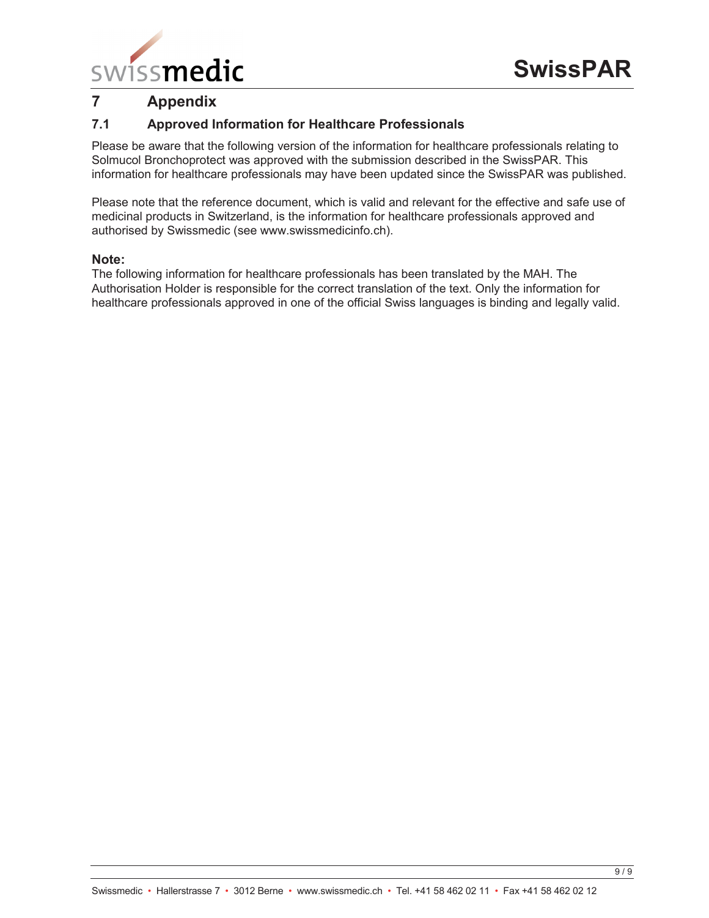# 7 Appendix

## 7.1 Approved Information for Healthcare Professionals

Please be aware that the following version of the information for healthcare professionals relating to Solmucol Bronchoprotect was approved with the submission described in the SwissPAR. This information for healthcare professionals may have been updated since the SwissPAR was published.

Please note that the reference document, which is valid and relevant for the effective and safe use of medicinal products in Switzerland, is the information for healthcare professionals approved and authorised by Swissmedic (see www.swissmedicinfo.ch).

**Note:**
The following information for healthcare professionals has been translated by the MAH. The Authorisation Holder is responsible for the correct translation of the text. Only the information for healthcare professionals approved in one of the official Swiss languages is binding and legally valid.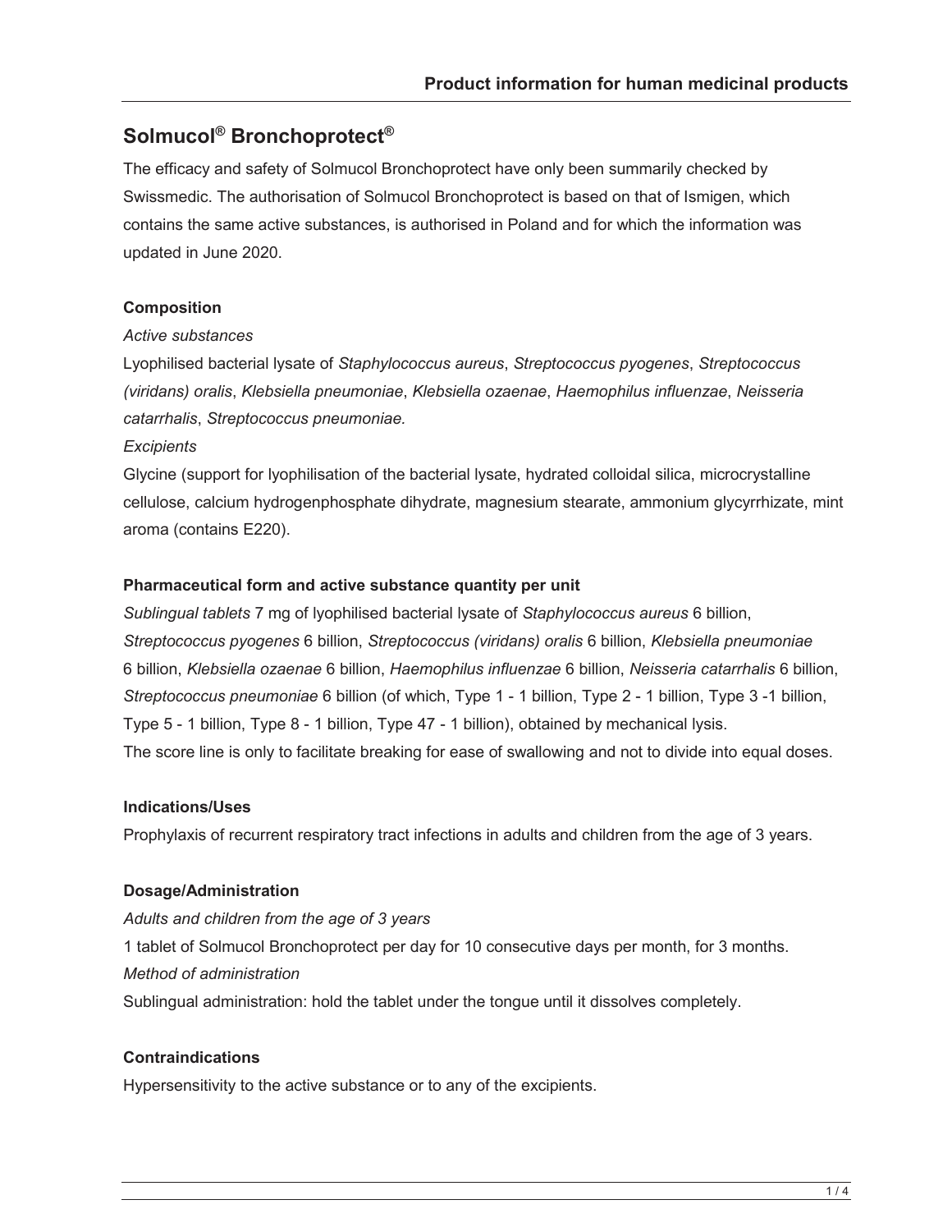# Solmucol® Bronchoprotect®

The efficacy and safety of Solmucol Bronchoprotect have only been summarily checked by Swissmedic. The authorisation of Solmucol Bronchoprotect is based on that of Ismigen, which contains the same active substances, is authorised in Poland and for which the information was updated in June 2020.

### Composition

*Active substances*

Lyophilised bacterial lysate of *Staphylococcus aureus*, *Streptococcus pyogenes*, *Streptococcus (viridans) oralis*, *Klebsiella pneumoniae*, *Klebsiella ozaenae*, *Haemophilus influenzae*, *Neisseria catarrhalis*, *Streptococcus pneumoniae.*

*Excipients*

Glycine (support for lyophilisation of the bacterial lysate, hydrated colloidal silica, microcrystalline cellulose, calcium hydrogenphosphate dihydrate, magnesium stearate, ammonium glycyrrhizate, mint aroma (contains E220).

### Pharmaceutical form and active substance quantity per unit

*Sublingual tablets* 7 mg of lyophilised bacterial lysate of *Staphylococcus aureus* 6 billion, *Streptococcus pyogenes* 6 billion, *Streptococcus (viridans) oralis* 6 billion, *Klebsiella pneumoniae* 6 billion, *Klebsiella ozaenae* 6 billion, *Haemophilus influenzae* 6 billion, *Neisseria catarrhalis* 6 billion, *Streptococcus pneumoniae* 6 billion (of which, Type 1 - 1 billion, Type 2 - 1 billion, Type 3 -1 billion, Type 5 - 1 billion, Type 8 - 1 billion, Type 47 - 1 billion), obtained by mechanical lysis.
The score line is only to facilitate breaking for ease of swallowing and not to divide into equal doses.

### Indications/Uses

Prophylaxis of recurrent respiratory tract infections in adults and children from the age of 3 years.

### Dosage/Administration

*Adults and children from the age of 3 years*

1 tablet of Solmucol Bronchoprotect per day for 10 consecutive days per month, for 3 months.

*Method of administration*

Sublingual administration: hold the tablet under the tongue until it dissolves completely.

### Contraindications

Hypersensitivity to the active substance or to any of the excipients.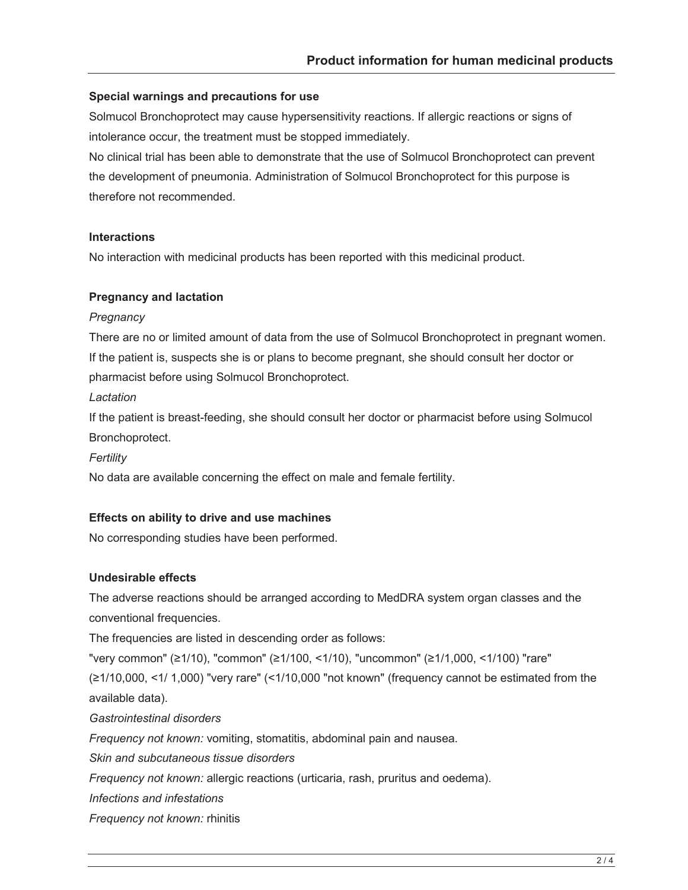**Special warnings and precautions for use**

Solmucol Bronchoprotect may cause hypersensitivity reactions. If allergic reactions or signs of intolerance occur, the treatment must be stopped immediately.

No clinical trial has been able to demonstrate that the use of Solmucol Bronchoprotect can prevent the development of pneumonia. Administration of Solmucol Bronchoprotect for this purpose is therefore not recommended.

**Interactions**

No interaction with medicinal products has been reported with this medicinal product.

**Pregnancy and lactation**

*Pregnancy*

There are no or limited amount of data from the use of Solmucol Bronchoprotect in pregnant women. If the patient is, suspects she is or plans to become pregnant, she should consult her doctor or pharmacist before using Solmucol Bronchoprotect.

*Lactation*

If the patient is breast-feeding, she should consult her doctor or pharmacist before using Solmucol Bronchoprotect.

*Fertility*

No data are available concerning the effect on male and female fertility.

**Effects on ability to drive and use machines**

No corresponding studies have been performed.

**Undesirable effects**

The adverse reactions should be arranged according to MedDRA system organ classes and the conventional frequencies.

The frequencies are listed in descending order as follows:

"very common" (≥1/10), "common" (≥1/100, <1/10), "uncommon" (≥1/1,000, <1/100) "rare" (≥1/10,000, <1/ 1,000) "very rare" (<1/10,000 "not known" (frequency cannot be estimated from the available data).

*Gastrointestinal disorders*

*Frequency not known:* vomiting, stomatitis, abdominal pain and nausea.

*Skin and subcutaneous tissue disorders*

*Frequency not known:* allergic reactions (urticaria, rash, pruritus and oedema).

*Infections and infestations*

*Frequency not known:* rhinitis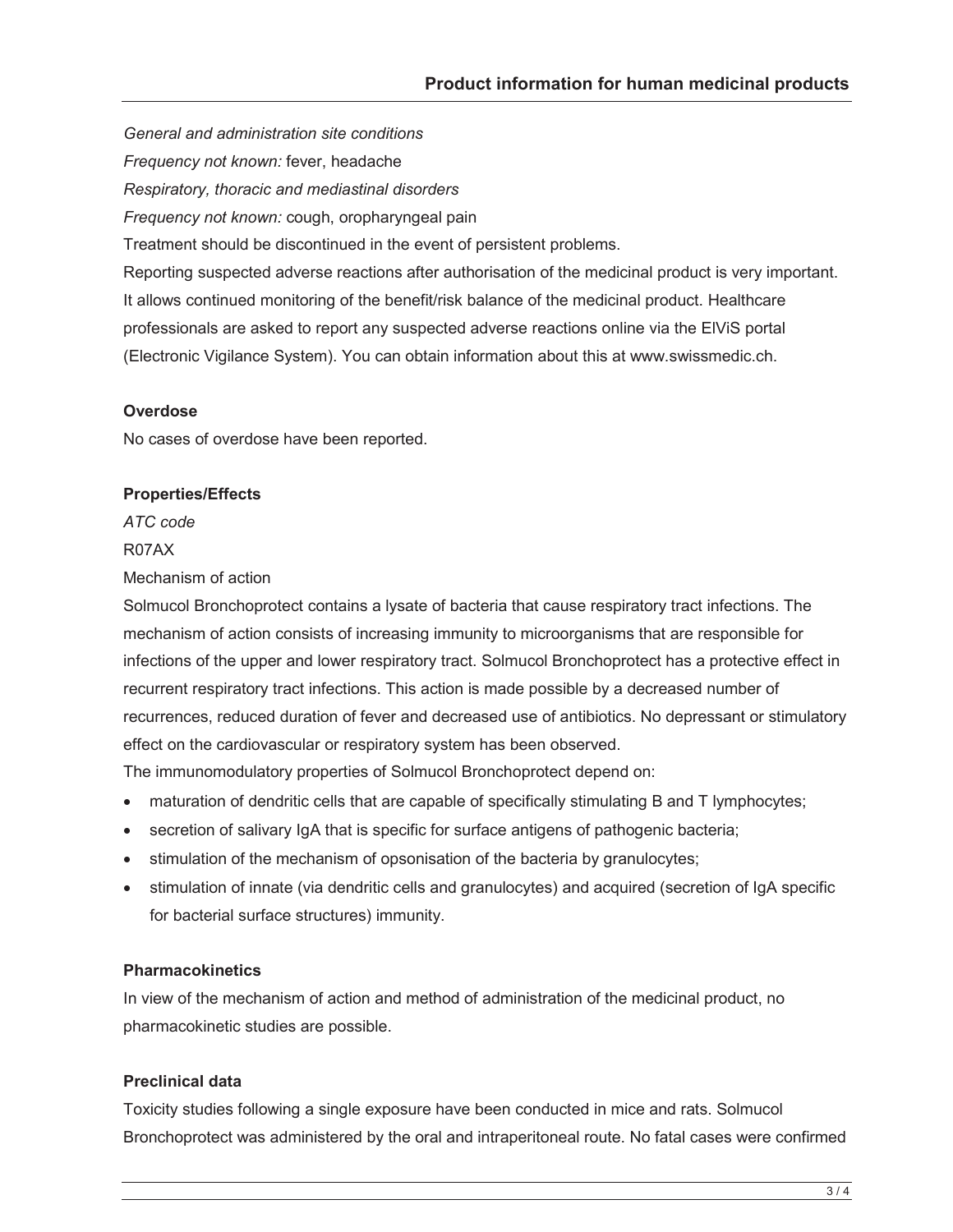*General and administration site conditions*

*Frequency not known:* fever, headache

*Respiratory, thoracic and mediastinal disorders*

*Frequency not known:* cough, oropharyngeal pain

Treatment should be discontinued in the event of persistent problems.

Reporting suspected adverse reactions after authorisation of the medicinal product is very important. It allows continued monitoring of the benefit/risk balance of the medicinal product. Healthcare professionals are asked to report any suspected adverse reactions online via the ElViS portal (Electronic Vigilance System). You can obtain information about this at www.swissmedic.ch.

**Overdose**

No cases of overdose have been reported.

**Properties/Effects**

*ATC code*

R07AX

Mechanism of action

Solmucol Bronchoprotect contains a lysate of bacteria that cause respiratory tract infections. The mechanism of action consists of increasing immunity to microorganisms that are responsible for infections of the upper and lower respiratory tract. Solmucol Bronchoprotect has a protective effect in recurrent respiratory tract infections. This action is made possible by a decreased number of recurrences, reduced duration of fever and decreased use of antibiotics. No depressant or stimulatory effect on the cardiovascular or respiratory system has been observed.

The immunomodulatory properties of Solmucol Bronchoprotect depend on:

- maturation of dendritic cells that are capable of specifically stimulating B and T lymphocytes;
- secretion of salivary IgA that is specific for surface antigens of pathogenic bacteria;
- stimulation of the mechanism of opsonisation of the bacteria by granulocytes;
- stimulation of innate (via dendritic cells and granulocytes) and acquired (secretion of IgA specific for bacterial surface structures) immunity.

**Pharmacokinetics**

In view of the mechanism of action and method of administration of the medicinal product, no pharmacokinetic studies are possible.

**Preclinical data**

Toxicity studies following a single exposure have been conducted in mice and rats. Solmucol Bronchoprotect was administered by the oral and intraperitoneal route. No fatal cases were confirmed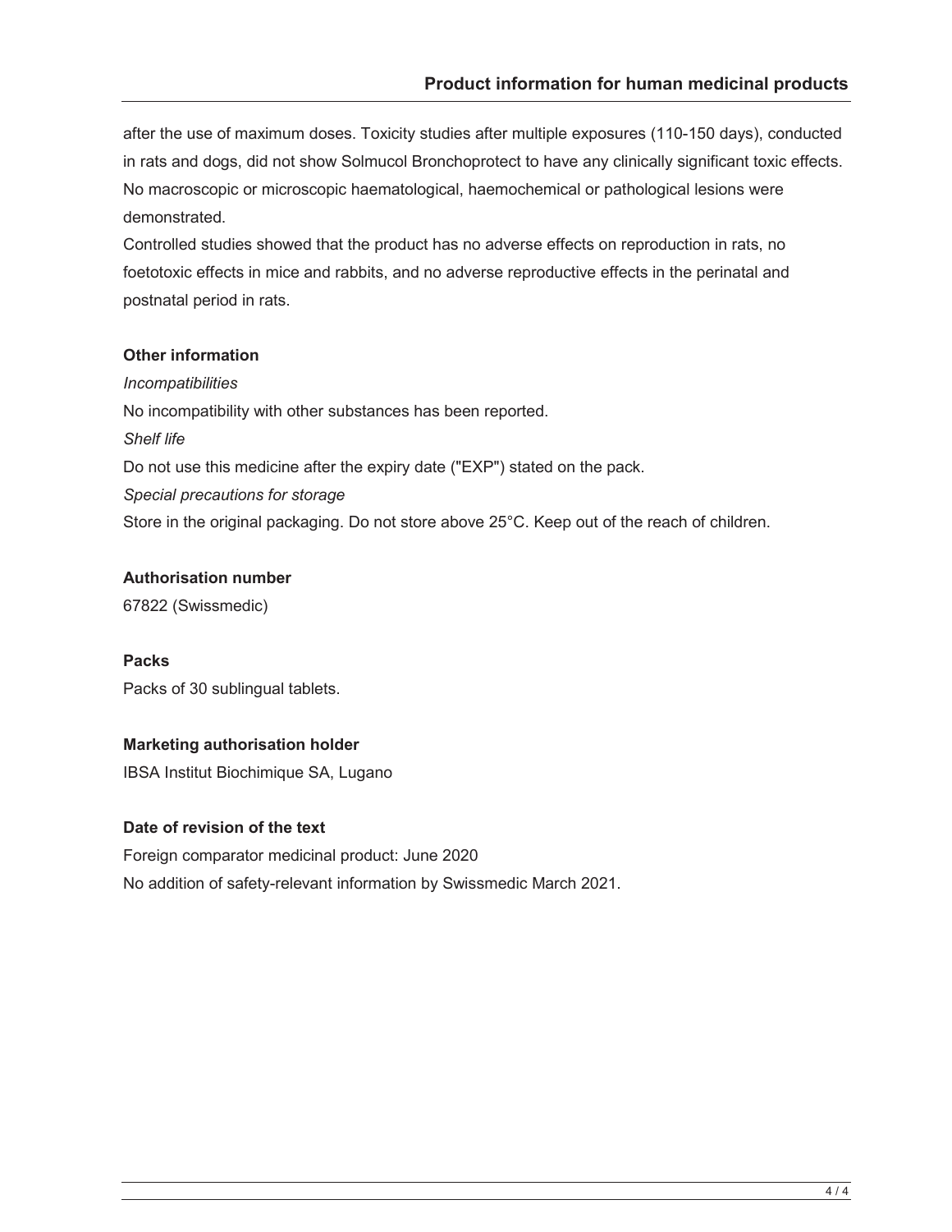after the use of maximum doses. Toxicity studies after multiple exposures (110-150 days), conducted in rats and dogs, did not show Solmucol Bronchoprotect to have any clinically significant toxic effects. No macroscopic or microscopic haematological, haemochemical or pathological lesions were demonstrated.

Controlled studies showed that the product has no adverse effects on reproduction in rats, no foetotoxic effects in mice and rabbits, and no adverse reproductive effects in the perinatal and postnatal period in rats.

**Other information**

*Incompatibilities*

No incompatibility with other substances has been reported.

*Shelf life*

Do not use this medicine after the expiry date ("EXP") stated on the pack.

*Special precautions for storage*

Store in the original packaging. Do not store above 25°C. Keep out of the reach of children.

**Authorisation number**

67822 (Swissmedic)

**Packs**

Packs of 30 sublingual tablets.

**Marketing authorisation holder**

IBSA Institut Biochimique SA, Lugano

**Date of revision of the text**

Foreign comparator medicinal product: June 2020

No addition of safety-relevant information by Swissmedic March 2021.